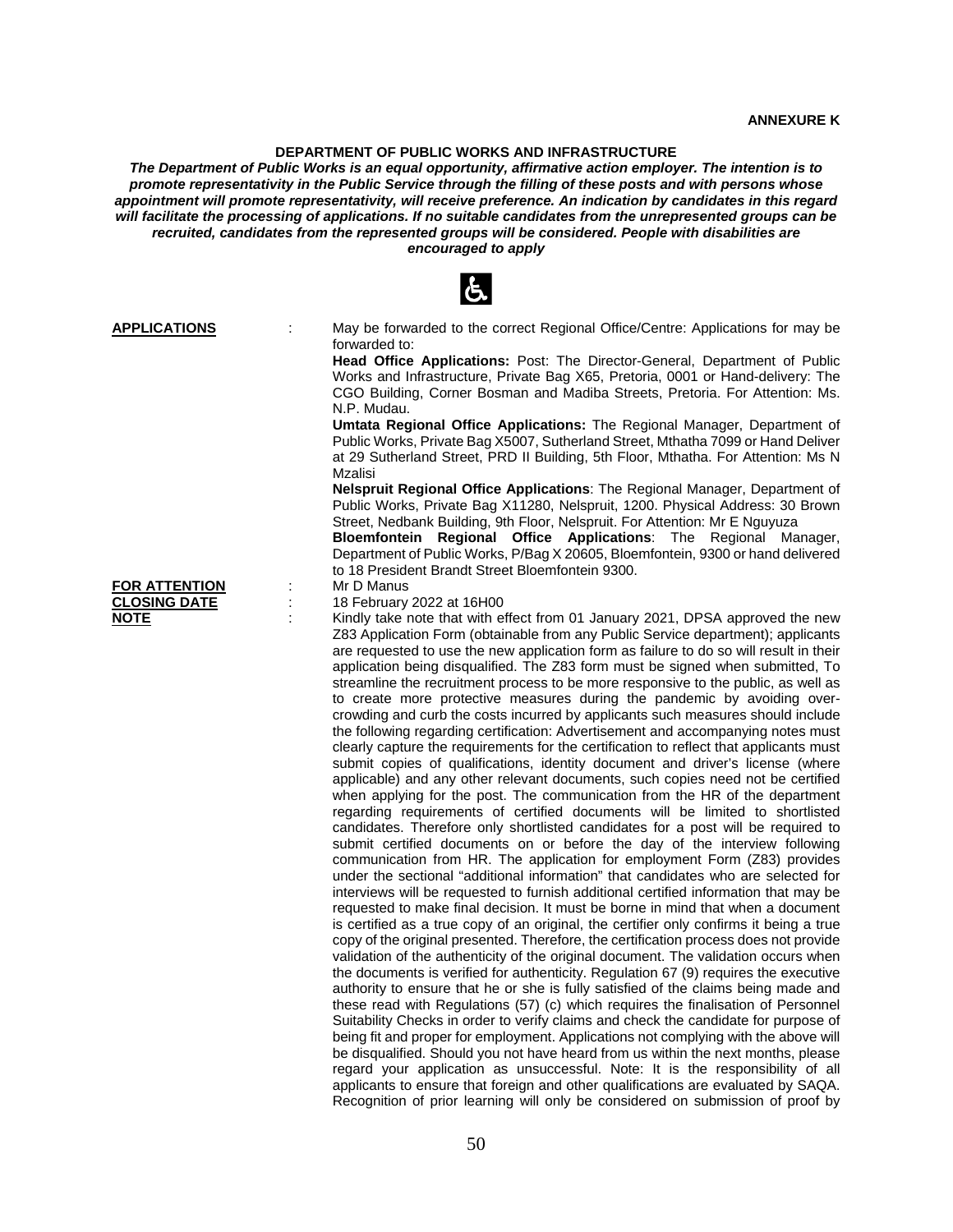**ANNEXURE K**

## DEPARTMENT OF PUBLIC WORKS AND INFRASTRUCTURE

***The Department of Public Works is an equal opportunity, affirmative action employer. The intention is to promote representativity in the Public Service through the filling of these posts and with persons whose appointment will promote representativity, will receive preference. An indication by candidates in this regard will facilitate the processing of applications. If no suitable candidates from the unrepresented groups can be recruited, candidates from the represented groups will be considered. People with disabilities are encouraged to apply***

**APPLICATIONS** : May be forwarded to the correct Regional Office/Centre: Applications for may be forwarded to:
**Head Office Applications:** Post: The Director-General, Department of Public Works and Infrastructure, Private Bag X65, Pretoria, 0001 or Hand-delivery: The CGO Building, Corner Bosman and Madiba Streets, Pretoria. For Attention: Ms. N.P. Mudau.
**Umtata Regional Office Applications:** The Regional Manager, Department of Public Works, Private Bag X5007, Sutherland Street, Mthatha 7099 or Hand Deliver at 29 Sutherland Street, PRD II Building, 5th Floor, Mthatha. For Attention: Ms N Mzalisi
**Nelspruit Regional Office Applications**: The Regional Manager, Department of Public Works, Private Bag X11280, Nelspruit, 1200. Physical Address: 30 Brown Street, Nedbank Building, 9th Floor, Nelspruit. For Attention: Mr E Nguyuza
**Bloemfontein Regional Office Applications**: The Regional Manager, Department of Public Works, P/Bag X 20605, Bloemfontein, 9300 or hand delivered to 18 President Brandt Street Bloemfontein 9300.

**FOR ATTENTION** : Mr D Manus

**CLOSING DATE** : 18 February 2022 at 16H00

**NOTE** : Kindly take note that with effect from 01 January 2021, DPSA approved the new Z83 Application Form (obtainable from any Public Service department); applicants are requested to use the new application form as failure to do so will result in their application being disqualified. The Z83 form must be signed when submitted, To streamline the recruitment process to be more responsive to the public, as well as to create more protective measures during the pandemic by avoiding over-crowding and curb the costs incurred by applicants such measures should include the following regarding certification: Advertisement and accompanying notes must clearly capture the requirements for the certification to reflect that applicants must submit copies of qualifications, identity document and driver's license (where applicable) and any other relevant documents, such copies need not be certified when applying for the post. The communication from the HR of the department regarding requirements of certified documents will be limited to shortlisted candidates. Therefore only shortlisted candidates for a post will be required to submit certified documents on or before the day of the interview following communication from HR. The application for employment Form (Z83) provides under the sectional "additional information" that candidates who are selected for interviews will be requested to furnish additional certified information that may be requested to make final decision. It must be borne in mind that when a document is certified as a true copy of an original, the certifier only confirms it being a true copy of the original presented. Therefore, the certification process does not provide validation of the authenticity of the original document. The validation occurs when the documents is verified for authenticity. Regulation 67 (9) requires the executive authority to ensure that he or she is fully satisfied of the claims being made and these read with Regulations (57) (c) which requires the finalisation of Personnel Suitability Checks in order to verify claims and check the candidate for purpose of being fit and proper for employment. Applications not complying with the above will be disqualified. Should you not have heard from us within the next months, please regard your application as unsuccessful. Note: It is the responsibility of all applicants to ensure that foreign and other qualifications are evaluated by SAQA. Recognition of prior learning will only be considered on submission of proof by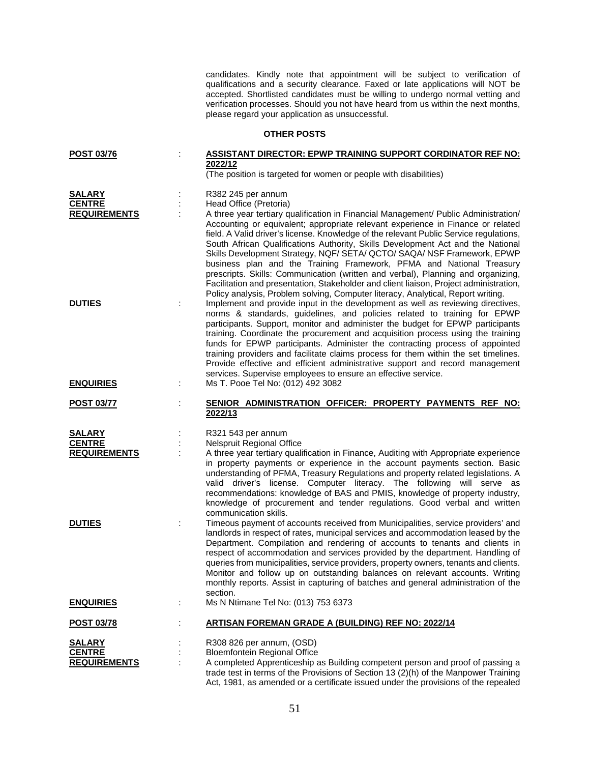candidates. Kindly note that appointment will be subject to verification of qualifications and a security clearance. Faxed or late applications will NOT be accepted. Shortlisted candidates must be willing to undergo normal vetting and verification processes. Should you not have heard from us within the next months, please regard your application as unsuccessful.

## OTHER POSTS

**POST 03/76** : **ASSISTANT DIRECTOR: EPWP TRAINING SUPPORT CORDINATOR REF NO: 2022/12**
(The position is targeted for women or people with disabilities)

**SALARY** : R382 245 per annum
**CENTRE** : Head Office (Pretoria)
**REQUIREMENTS** : A three year tertiary qualification in Financial Management/ Public Administration/ Accounting or equivalent; appropriate relevant experience in Finance or related field. A Valid driver's license. Knowledge of the relevant Public Service regulations, South African Qualifications Authority, Skills Development Act and the National Skills Development Strategy, NQF/ SETA/ QCTO/ SAQA/ NSF Framework, EPWP business plan and the Training Framework, PFMA and National Treasury prescripts. Skills: Communication (written and verbal), Planning and organizing, Facilitation and presentation, Stakeholder and client liaison, Project administration, Policy analysis, Problem solving, Computer literacy, Analytical, Report writing.
**DUTIES** : Implement and provide input in the development as well as reviewing directives, norms & standards, guidelines, and policies related to training for EPWP participants. Support, monitor and administer the budget for EPWP participants training. Coordinate the procurement and acquisition process using the training funds for EPWP participants. Administer the contracting process of appointed training providers and facilitate claims process for them within the set timelines. Provide effective and efficient administrative support and record management services. Supervise employees to ensure an effective service.
**ENQUIRIES** : Ms T. Pooe Tel No: (012) 492 3082

**POST 03/77** : **SENIOR ADMINISTRATION OFFICER: PROPERTY PAYMENTS REF NO: 2022/13**

**SALARY** : R321 543 per annum
**CENTRE** : Nelspruit Regional Office
**REQUIREMENTS** : A three year tertiary qualification in Finance, Auditing with Appropriate experience in property payments or experience in the account payments section. Basic understanding of PFMA, Treasury Regulations and property related legislations. A valid driver's license. Computer literacy. The following will serve as recommendations: knowledge of BAS and PMIS, knowledge of property industry, knowledge of procurement and tender regulations. Good verbal and written communication skills.
**DUTIES** : Timeous payment of accounts received from Municipalities, service providers' and landlords in respect of rates, municipal services and accommodation leased by the Department. Compilation and rendering of accounts to tenants and clients in respect of accommodation and services provided by the department. Handling of queries from municipalities, service providers, property owners, tenants and clients. Monitor and follow up on outstanding balances on relevant accounts. Writing monthly reports. Assist in capturing of batches and general administration of the section.
**ENQUIRIES** : Ms N Ntimane Tel No: (013) 753 6373

**POST 03/78** : **ARTISAN FOREMAN GRADE A (BUILDING) REF NO: 2022/14**

**SALARY** : R308 826 per annum, (OSD)
**CENTRE** : Bloemfontein Regional Office
**REQUIREMENTS** : A completed Apprenticeship as Building competent person and proof of passing a trade test in terms of the Provisions of Section 13 (2)(h) of the Manpower Training Act, 1981, as amended or a certificate issued under the provisions of the repealed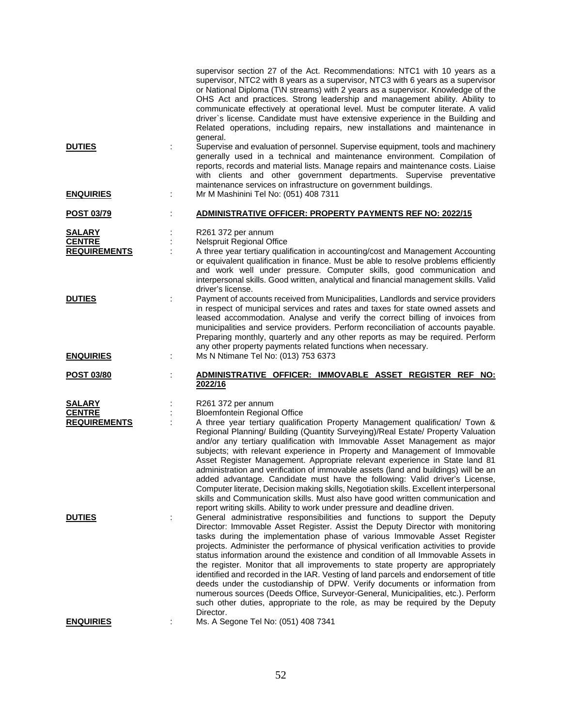supervisor section 27 of the Act. Recommendations: NTC1 with 10 years as a supervisor, NTC2 with 8 years as a supervisor, NTC3 with 6 years as a supervisor or National Diploma (T\N streams) with 2 years as a supervisor. Knowledge of the OHS Act and practices. Strong leadership and management ability. Ability to communicate effectively at operational level. Must be computer literate. A valid driver`s license. Candidate must have extensive experience in the Building and Related operations, including repairs, new installations and maintenance in general.

**DUTIES** : Supervise and evaluation of personnel. Supervise equipment, tools and machinery generally used in a technical and maintenance environment. Compilation of reports, records and material lists. Manage repairs and maintenance costs. Liaise with clients and other government departments. Supervise preventative maintenance services on infrastructure on government buildings.

**ENQUIRIES** : Mr M Mashinini Tel No: (051) 408 7311

**POST 03/79** : **ADMINISTRATIVE OFFICER: PROPERTY PAYMENTS REF NO: 2022/15**

**SALARY** : R261 372 per annum

**CENTRE** : Nelspruit Regional Office

**REQUIREMENTS** : A three year tertiary qualification in accounting/cost and Management Accounting or equivalent qualification in finance. Must be able to resolve problems efficiently and work well under pressure. Computer skills, good communication and interpersonal skills. Good written, analytical and financial management skills. Valid driver's license.

**DUTIES** : Payment of accounts received from Municipalities, Landlords and service providers in respect of municipal services and rates and taxes for state owned assets and leased accommodation. Analyse and verify the correct billing of invoices from municipalities and service providers. Perform reconciliation of accounts payable. Preparing monthly, quarterly and any other reports as may be required. Perform any other property payments related functions when necessary.

**ENQUIRIES** : Ms N Ntimane Tel No: (013) 753 6373

**POST 03/80** : **ADMINISTRATIVE OFFICER: IMMOVABLE ASSET REGISTER REF NO: 2022/16**

**SALARY** : R261 372 per annum

**CENTRE** : Bloemfontein Regional Office

**REQUIREMENTS** : A three year tertiary qualification Property Management qualification/ Town & Regional Planning/ Building (Quantity Surveying)/Real Estate/ Property Valuation and/or any tertiary qualification with Immovable Asset Management as major subjects; with relevant experience in Property and Management of Immovable Asset Register Management. Appropriate relevant experience in State land 81 administration and verification of immovable assets (land and buildings) will be an added advantage. Candidate must have the following: Valid driver's License, Computer literate, Decision making skills, Negotiation skills. Excellent interpersonal skills and Communication skills. Must also have good written communication and report writing skills. Ability to work under pressure and deadline driven.

**DUTIES** : General administrative responsibilities and functions to support the Deputy Director: Immovable Asset Register. Assist the Deputy Director with monitoring tasks during the implementation phase of various Immovable Asset Register projects. Administer the performance of physical verification activities to provide status information around the existence and condition of all Immovable Assets in the register. Monitor that all improvements to state property are appropriately identified and recorded in the IAR. Vesting of land parcels and endorsement of title deeds under the custodianship of DPW. Verify documents or information from numerous sources (Deeds Office, Surveyor-General, Municipalities, etc.). Perform such other duties, appropriate to the role, as may be required by the Deputy Director.

**ENQUIRIES** : Ms. A Segone Tel No: (051) 408 7341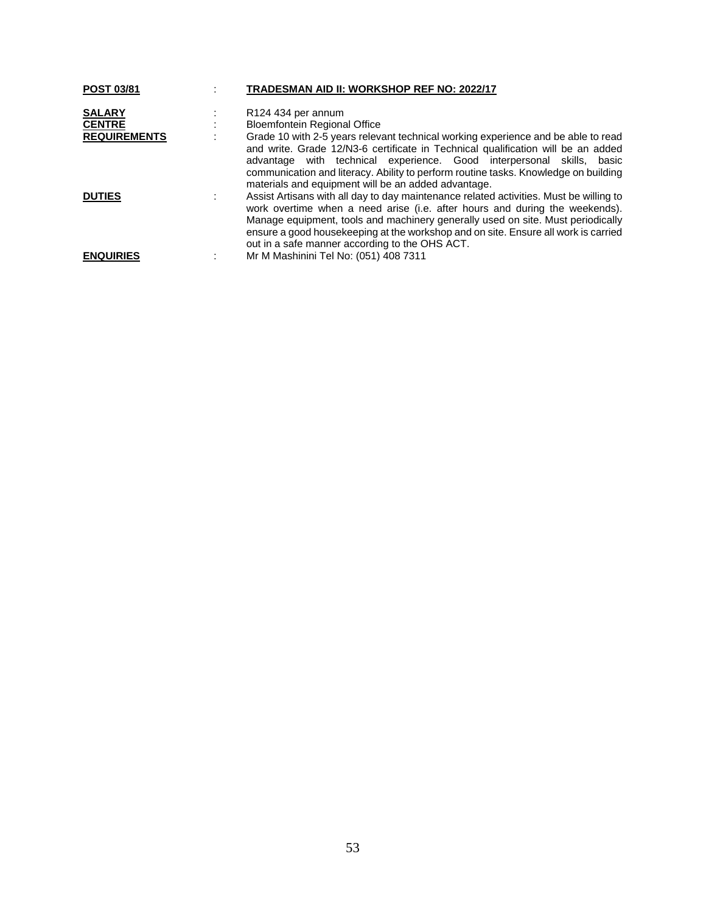**POST 03/81** : **TRADESMAN AID II: WORKSHOP REF NO: 2022/17**

**SALARY** : R124 434 per annum

**CENTRE** : Bloemfontein Regional Office

**REQUIREMENTS** : Grade 10 with 2-5 years relevant technical working experience and be able to read and write. Grade 12/N3-6 certificate in Technical qualification will be an added advantage with technical experience. Good interpersonal skills, basic communication and literacy. Ability to perform routine tasks. Knowledge on building materials and equipment will be an added advantage.

**DUTIES** : Assist Artisans with all day to day maintenance related activities. Must be willing to work overtime when a need arise (i.e. after hours and during the weekends). Manage equipment, tools and machinery generally used on site. Must periodically ensure a good housekeeping at the workshop and on site. Ensure all work is carried out in a safe manner according to the OHS ACT.

**ENQUIRIES** : Mr M Mashinini Tel No: (051) 408 7311